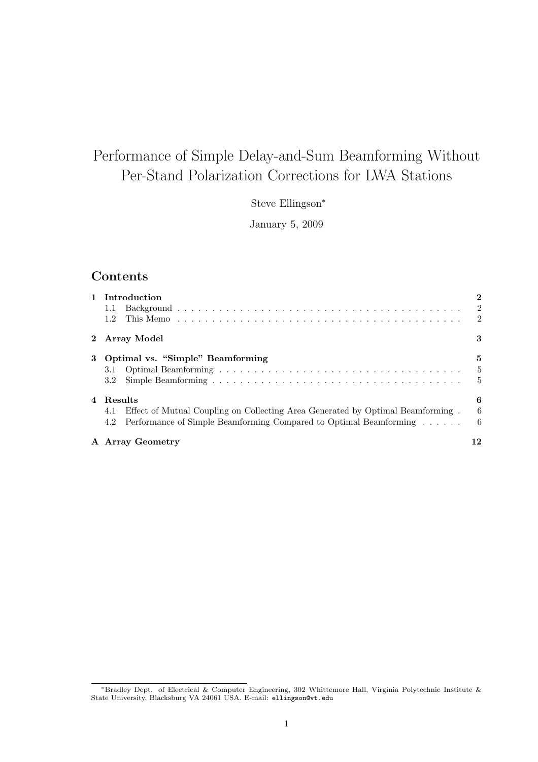# Performance of Simple Delay-and-Sum Beamforming Without Per-Stand Polarization Corrections for LWA Stations

Steve Ellingson*

January 5, 2009

## Contents

| | | |
|---|---|---|
| **1 Introduction** | | **2** |
| | 1.1 Background | 2 |
| | 1.2 This Memo | 2 |
| **2 Array Model** | | **3** |
| **3 Optimal vs. "Simple" Beamforming** | | **5** |
| | 3.1 Optimal Beamforming | 5 |
| | 3.2 Simple Beamforming | 5 |
| **4 Results** | | **6** |
| | 4.1 Effect of Mutual Coupling on Collecting Area Generated by Optimal Beamforming | 6 |
| | 4.2 Performance of Simple Beamforming Compared to Optimal Beamforming | 6 |
| **A Array Geometry** | | **12** |

*Bradley Dept. of Electrical & Computer Engineering, 302 Whittemore Hall, Virginia Polytechnic Institute & State University, Blacksburg VA 24061 USA. E-mail: ellingson@vt.edu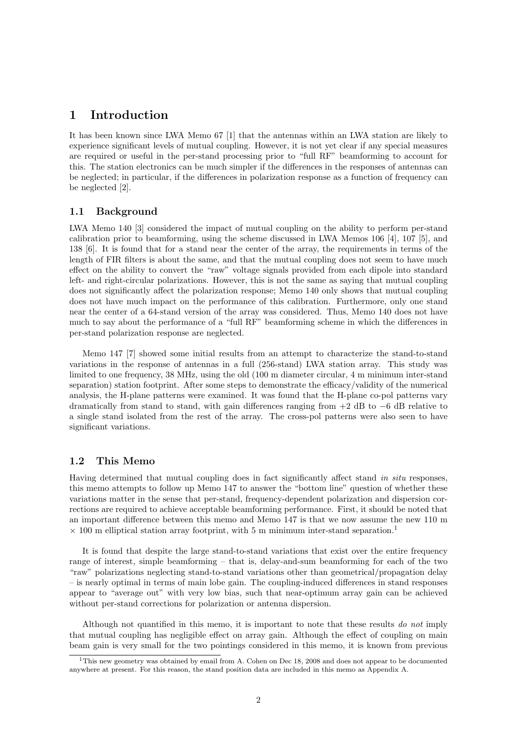# 1 Introduction

It has been known since LWA Memo 67 [1] that the antennas within an LWA station are likely to experience significant levels of mutual coupling. However, it is not yet clear if any special measures are required or useful in the per-stand processing prior to "full RF" beamforming to account for this. The station electronics can be much simpler if the differences in the responses of antennas can be neglected; in particular, if the differences in polarization response as a function of frequency can be neglected [2].

## 1.1 Background

LWA Memo 140 [3] considered the impact of mutual coupling on the ability to perform per-stand calibration prior to beamforming, using the scheme discussed in LWA Memos 106 [4], 107 [5], and 138 [6]. It is found that for a stand near the center of the array, the requirements in terms of the length of FIR filters is about the same, and that the mutual coupling does not seem to have much effect on the ability to convert the "raw" voltage signals provided from each dipole into standard left- and right-circular polarizations. However, this is not the same as saying that mutual coupling does not significantly affect the polarization response; Memo 140 only shows that mutual coupling does not have much impact on the performance of this calibration. Furthermore, only one stand near the center of a 64-stand version of the array was considered. Thus, Memo 140 does not have much to say about the performance of a "full RF" beamforming scheme in which the differences in per-stand polarization response are neglected.

Memo 147 [7] showed some initial results from an attempt to characterize the stand-to-stand variations in the response of antennas in a full (256-stand) LWA station array. This study was limited to one frequency, 38 MHz, using the old (100 m diameter circular, 4 m minimum inter-stand separation) station footprint. After some steps to demonstrate the efficacy/validity of the numerical analysis, the H-plane patterns were examined. It was found that the H-plane co-pol patterns vary dramatically from stand to stand, with gain differences ranging from +2 dB to −6 dB relative to a single stand isolated from the rest of the array. The cross-pol patterns were also seen to have significant variations.

## 1.2 This Memo

Having determined that mutual coupling does in fact significantly affect stand *in situ* responses, this memo attempts to follow up Memo 147 to answer the "bottom line" question of whether these variations matter in the sense that per-stand, frequency-dependent polarization and dispersion corrections are required to achieve acceptable beamforming performance. First, it should be noted that an important difference between this memo and Memo 147 is that we now assume the new 110 m × 100 m elliptical station array footprint, with 5 m minimum inter-stand separation.[1]

It is found that despite the large stand-to-stand variations that exist over the entire frequency range of interest, simple beamforming – that is, delay-and-sum beamforming for each of the two "raw" polarizations neglecting stand-to-stand variations other than geometrical/propagation delay – is nearly optimal in terms of main lobe gain. The coupling-induced differences in stand responses appear to "average out" with very low bias, such that near-optimum array gain can be achieved without per-stand corrections for polarization or antenna dispersion.

Although not quantified in this memo, it is important to note that these results *do not* imply that mutual coupling has negligible effect on array gain. Although the effect of coupling on main beam gain is very small for the two pointings considered in this memo, it is known from previous

[1] This new geometry was obtained by email from A. Cohen on Dec 18, 2008 and does not appear to be documented anywhere at present. For this reason, the stand position data are included in this memo as Appendix A.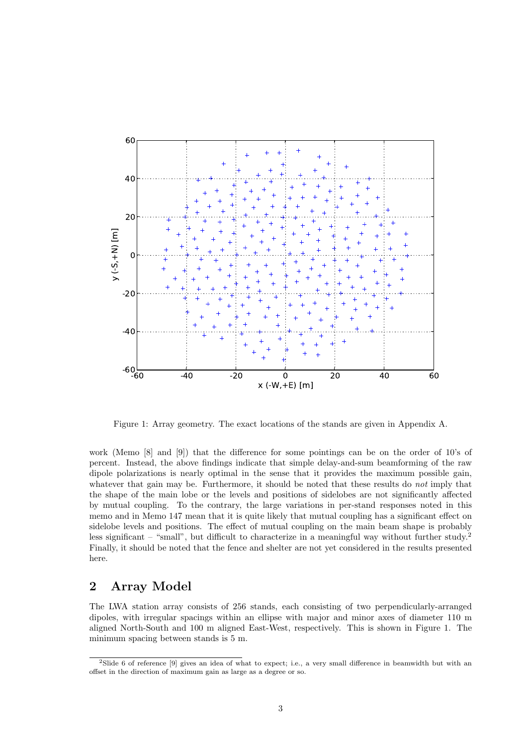Figure 1: Array geometry. The exact locations of the stands are given in Appendix A.

work (Memo [8] and [9]) that the difference for some pointings can be on the order of 10's of percent. Instead, the above findings indicate that simple delay-and-sum beamforming of the raw dipole polarizations is nearly optimal in the sense that it provides the maximum possible gain, whatever that gain may be. Furthermore, it should be noted that these results do *not* imply that the shape of the main lobe or the levels and positions of sidelobes are not significantly affected by mutual coupling. To the contrary, the large variations in per-stand responses noted in this memo and in Memo 147 mean that it is quite likely that mutual coupling has a significant effect on sidelobe levels and positions. The effect of mutual coupling on the main beam shape is probably less significant – "small", but difficult to characterize in a meaningful way without further study.[2] Finally, it should be noted that the fence and shelter are not yet considered in the results presented here.

## 2 Array Model

The LWA station array consists of 256 stands, each consisting of two perpendicularly-arranged dipoles, with irregular spacings within an ellipse with major and minor axes of diameter 110 m aligned North-South and 100 m aligned East-West, respectively. This is shown in Figure 1. The minimum spacing between stands is 5 m.

[2] Slide 6 of reference [9] gives an idea of what to expect; i.e., a very small difference in beamwidth but with an offset in the direction of maximum gain as large as a degree or so.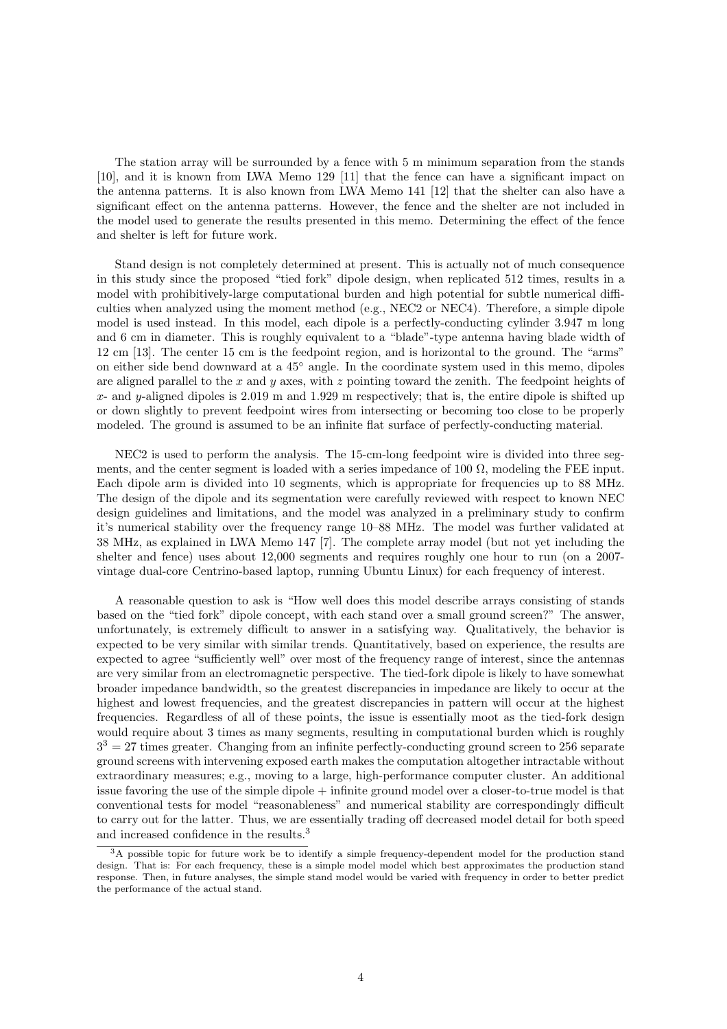The station array will be surrounded by a fence with 5 m minimum separation from the stands [10], and it is known from LWA Memo 129 [11] that the fence can have a significant impact on the antenna patterns. It is also known from LWA Memo 141 [12] that the shelter can also have a significant effect on the antenna patterns. However, the fence and the shelter are not included in the model used to generate the results presented in this memo. Determining the effect of the fence and shelter is left for future work.

Stand design is not completely determined at present. This is actually not of much consequence in this study since the proposed "tied fork" dipole design, when replicated 512 times, results in a model with prohibitively-large computational burden and high potential for subtle numerical difficulties when analyzed using the moment method (e.g., NEC2 or NEC4). Therefore, a simple dipole model is used instead. In this model, each dipole is a perfectly-conducting cylinder 3.947 m long and 6 cm in diameter. This is roughly equivalent to a "blade"-type antenna having blade width of 12 cm [13]. The center 15 cm is the feedpoint region, and is horizontal to the ground. The "arms" on either side bend downward at a 45° angle. In the coordinate system used in this memo, dipoles are aligned parallel to the $x$ and $y$ axes, with $z$ pointing toward the zenith. The feedpoint heights of $x$- and $y$-aligned dipoles is 2.019 m and 1.929 m respectively; that is, the entire dipole is shifted up or down slightly to prevent feedpoint wires from intersecting or becoming too close to be properly modeled. The ground is assumed to be an infinite flat surface of perfectly-conducting material.

NEC2 is used to perform the analysis. The 15-cm-long feedpoint wire is divided into three segments, and the center segment is loaded with a series impedance of 100 Ω, modeling the FEE input. Each dipole arm is divided into 10 segments, which is appropriate for frequencies up to 88 MHz. The design of the dipole and its segmentation were carefully reviewed with respect to known NEC design guidelines and limitations, and the model was analyzed in a preliminary study to confirm it's numerical stability over the frequency range 10–88 MHz. The model was further validated at 38 MHz, as explained in LWA Memo 147 [7]. The complete array model (but not yet including the shelter and fence) uses about 12,000 segments and requires roughly one hour to run (on a 2007-vintage dual-core Centrino-based laptop, running Ubuntu Linux) for each frequency of interest.

A reasonable question to ask is "How well does this model describe arrays consisting of stands based on the "tied fork" dipole concept, with each stand over a small ground screen?" The answer, unfortunately, is extremely difficult to answer in a satisfying way. Qualitatively, the behavior is expected to be very similar with similar trends. Quantitatively, based on experience, the results are expected to agree "sufficiently well" over most of the frequency range of interest, since the antennas are very similar from an electromagnetic perspective. The tied-fork dipole is likely to have somewhat broader impedance bandwidth, so the greatest discrepancies in impedance are likely to occur at the highest and lowest frequencies, and the greatest discrepancies in pattern will occur at the highest frequencies. Regardless of all of these points, the issue is essentially moot as the tied-fork design would require about 3 times as many segments, resulting in computational burden which is roughly $3^3 = 27$ times greater. Changing from an infinite perfectly-conducting ground screen to 256 separate ground screens with intervening exposed earth makes the computation altogether intractable without extraordinary measures; e.g., moving to a large, high-performance computer cluster. An additional issue favoring the use of the simple dipole + infinite ground model over a closer-to-true model is that conventional tests for model "reasonableness" and numerical stability are correspondingly difficult to carry out for the latter. Thus, we are essentially trading off decreased model detail for both speed and increased confidence in the results.[3]

[3] A possible topic for future work be to identify a simple frequency-dependent model for the production stand design. That is: For each frequency, these is a simple model model which best approximates the production stand response. Then, in future analyses, the simple stand model would be varied with frequency in order to better predict the performance of the actual stand.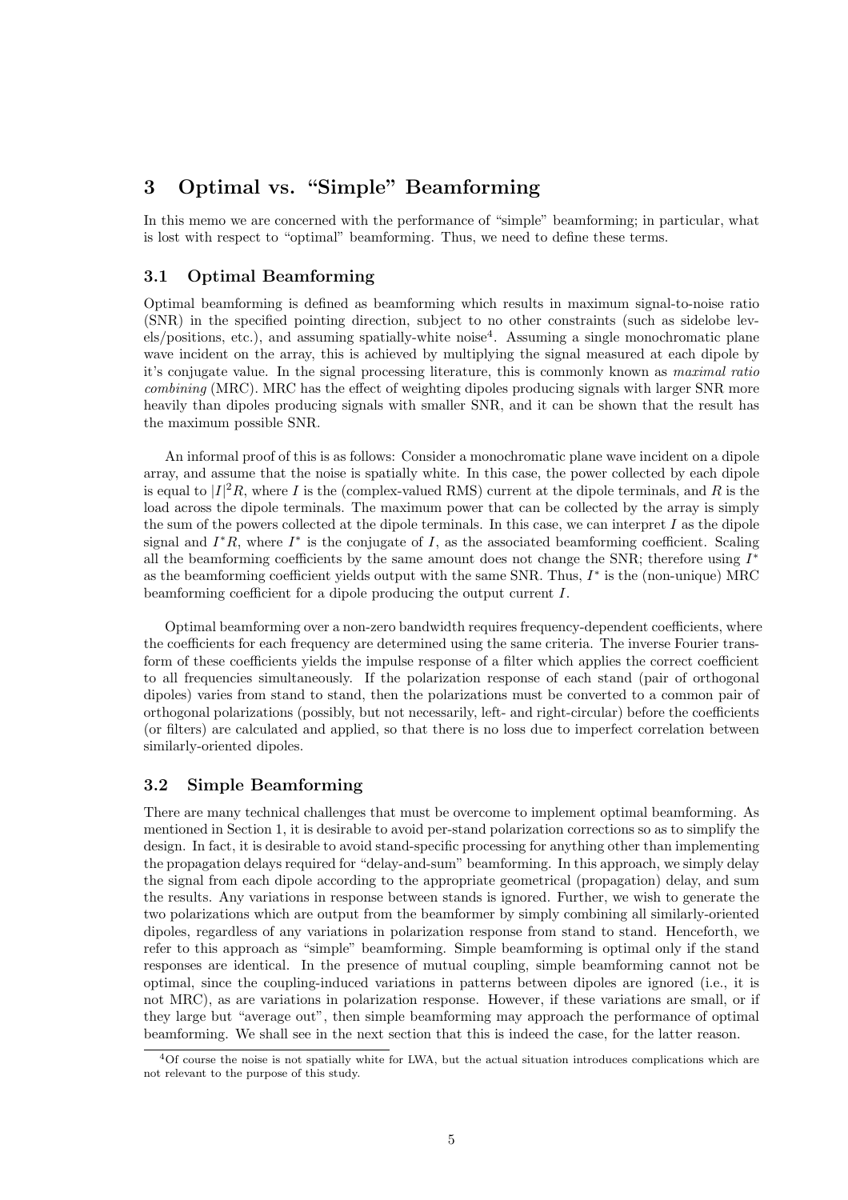## 3 Optimal vs. "Simple" Beamforming

In this memo we are concerned with the performance of "simple" beamforming; in particular, what is lost with respect to "optimal" beamforming. Thus, we need to define these terms.

### 3.1 Optimal Beamforming

Optimal beamforming is defined as beamforming which results in maximum signal-to-noise ratio (SNR) in the specified pointing direction, subject to no other constraints (such as sidelobe levels/positions, etc.), and assuming spatially-white noise[4]. Assuming a single monochromatic plane wave incident on the array, this is achieved by multiplying the signal measured at each dipole by it's conjugate value. In the signal processing literature, this is commonly known as *maximal ratio combining* (MRC). MRC has the effect of weighting dipoles producing signals with larger SNR more heavily than dipoles producing signals with smaller SNR, and it can be shown that the result has the maximum possible SNR.

An informal proof of this is as follows: Consider a monochromatic plane wave incident on a dipole array, and assume that the noise is spatially white. In this case, the power collected by each dipole is equal to $|I|^2 R$, where $I$ is the (complex-valued RMS) current at the dipole terminals, and $R$ is the load across the dipole terminals. The maximum power that can be collected by the array is simply the sum of the powers collected at the dipole terminals. In this case, we can interpret $I$ as the dipole signal and $I^* R$, where $I^*$ is the conjugate of $I$, as the associated beamforming coefficient. Scaling all the beamforming coefficients by the same amount does not change the SNR; therefore using $I^*$ as the beamforming coefficient yields output with the same SNR. Thus, $I^*$ is the (non-unique) MRC beamforming coefficient for a dipole producing the output current $I$.

Optimal beamforming over a non-zero bandwidth requires frequency-dependent coefficients, where the coefficients for each frequency are determined using the same criteria. The inverse Fourier transform of these coefficients yields the impulse response of a filter which applies the correct coefficient to all frequencies simultaneously. If the polarization response of each stand (pair of orthogonal dipoles) varies from stand to stand, then the polarizations must be converted to a common pair of orthogonal polarizations (possibly, but not necessarily, left- and right-circular) before the coefficients (or filters) are calculated and applied, so that there is no loss due to imperfect correlation between similarly-oriented dipoles.

### 3.2 Simple Beamforming

There are many technical challenges that must be overcome to implement optimal beamforming. As mentioned in Section 1, it is desirable to avoid per-stand polarization corrections so as to simplify the design. In fact, it is desirable to avoid stand-specific processing for anything other than implementing the propagation delays required for "delay-and-sum" beamforming. In this approach, we simply delay the signal from each dipole according to the appropriate geometrical (propagation) delay, and sum the results. Any variations in response between stands is ignored. Further, we wish to generate the two polarizations which are output from the beamformer by simply combining all similarly-oriented dipoles, regardless of any variations in polarization response from stand to stand. Henceforth, we refer to this approach as "simple" beamforming. Simple beamforming is optimal only if the stand responses are identical. In the presence of mutual coupling, simple beamforming cannot not be optimal, since the coupling-induced variations in patterns between dipoles are ignored (i.e., it is not MRC), as are variations in polarization response. However, if these variations are small, or if they large but "average out", then simple beamforming may approach the performance of optimal beamforming. We shall see in the next section that this is indeed the case, for the latter reason.

[4] Of course the noise is not spatially white for LWA, but the actual situation introduces complications which are not relevant to the purpose of this study.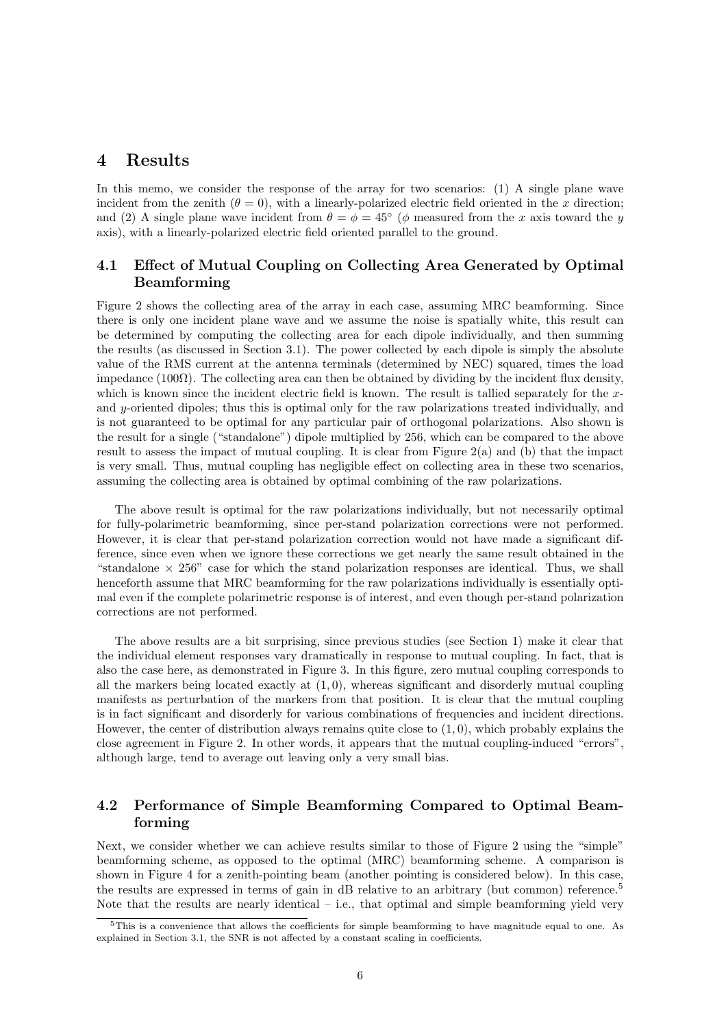# 4 Results

In this memo, we consider the response of the array for two scenarios: (1) A single plane wave incident from the zenith ($\theta = 0$), with a linearly-polarized electric field oriented in the $x$ direction; and (2) A single plane wave incident from $\theta = \phi = 45^\circ$ ($\phi$ measured from the $x$ axis toward the $y$ axis), with a linearly-polarized electric field oriented parallel to the ground.

## 4.1 Effect of Mutual Coupling on Collecting Area Generated by Optimal Beamforming

Figure 2 shows the collecting area of the array in each case, assuming MRC beamforming. Since there is only one incident plane wave and we assume the noise is spatially white, this result can be determined by computing the collecting area for each dipole individually, and then summing the results (as discussed in Section 3.1). The power collected by each dipole is simply the absolute value of the RMS current at the antenna terminals (determined by NEC) squared, times the load impedance (100Ω). The collecting area can then be obtained by dividing by the incident flux density, which is known since the incident electric field is known. The result is tallied separately for the $x$- and $y$-oriented dipoles; thus this is optimal only for the raw polarizations treated individually, and is not guaranteed to be optimal for any particular pair of orthogonal polarizations. Also shown is the result for a single ("standalone") dipole multiplied by 256, which can be compared to the above result to assess the impact of mutual coupling. It is clear from Figure 2(a) and (b) that the impact is very small. Thus, mutual coupling has negligible effect on collecting area in these two scenarios, assuming the collecting area is obtained by optimal combining of the raw polarizations.

The above result is optimal for the raw polarizations individually, but not necessarily optimal for fully-polarimetric beamforming, since per-stand polarization corrections were not performed. However, it is clear that per-stand polarization correction would not have made a significant difference, since even when we ignore these corrections we get nearly the same result obtained in the "standalone × 256" case for which the stand polarization responses are identical. Thus, we shall henceforth assume that MRC beamforming for the raw polarizations individually is essentially optimal even if the complete polarimetric response is of interest, and even though per-stand polarization corrections are not performed.

The above results are a bit surprising, since previous studies (see Section 1) make it clear that the individual element responses vary dramatically in response to mutual coupling. In fact, that is also the case here, as demonstrated in Figure 3. In this figure, zero mutual coupling corresponds to all the markers being located exactly at $(1, 0)$, whereas significant and disorderly mutual coupling manifests as perturbation of the markers from that position. It is clear that the mutual coupling is in fact significant and disorderly for various combinations of frequencies and incident directions. However, the center of distribution always remains quite close to $(1, 0)$, which probably explains the close agreement in Figure 2. In other words, it appears that the mutual coupling-induced "errors", although large, tend to average out leaving only a very small bias.

## 4.2 Performance of Simple Beamforming Compared to Optimal Beamforming

Next, we consider whether we can achieve results similar to those of Figure 2 using the "simple" beamforming scheme, as opposed to the optimal (MRC) beamforming scheme. A comparison is shown in Figure 4 for a zenith-pointing beam (another pointing is considered below). In this case, the results are expressed in terms of gain in dB relative to an arbitrary (but common) reference.[5] Note that the results are nearly identical – i.e., that optimal and simple beamforming yield very

[5] This is a convenience that allows the coefficients for simple beamforming to have magnitude equal to one. As explained in Section 3.1, the SNR is not affected by a constant scaling in coefficients.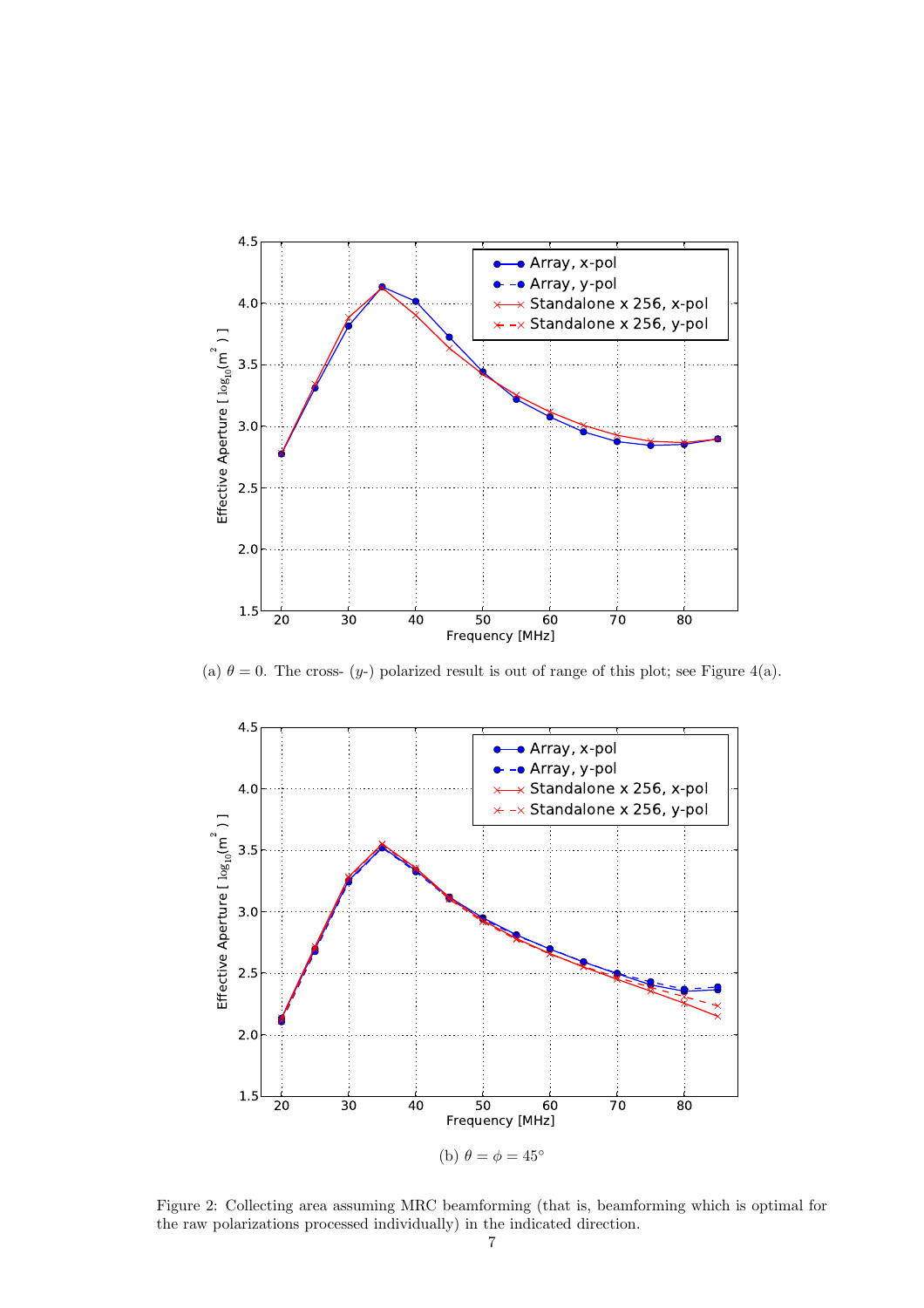(a) $\theta = 0$. The cross- ($y$-) polarized result is out of range of this plot; see Figure 4(a).

(b) $\theta = \phi = 45^\circ$

Figure 2: Collecting area assuming MRC beamforming (that is, beamforming which is optimal for the raw polarizations processed individually) in the indicated direction.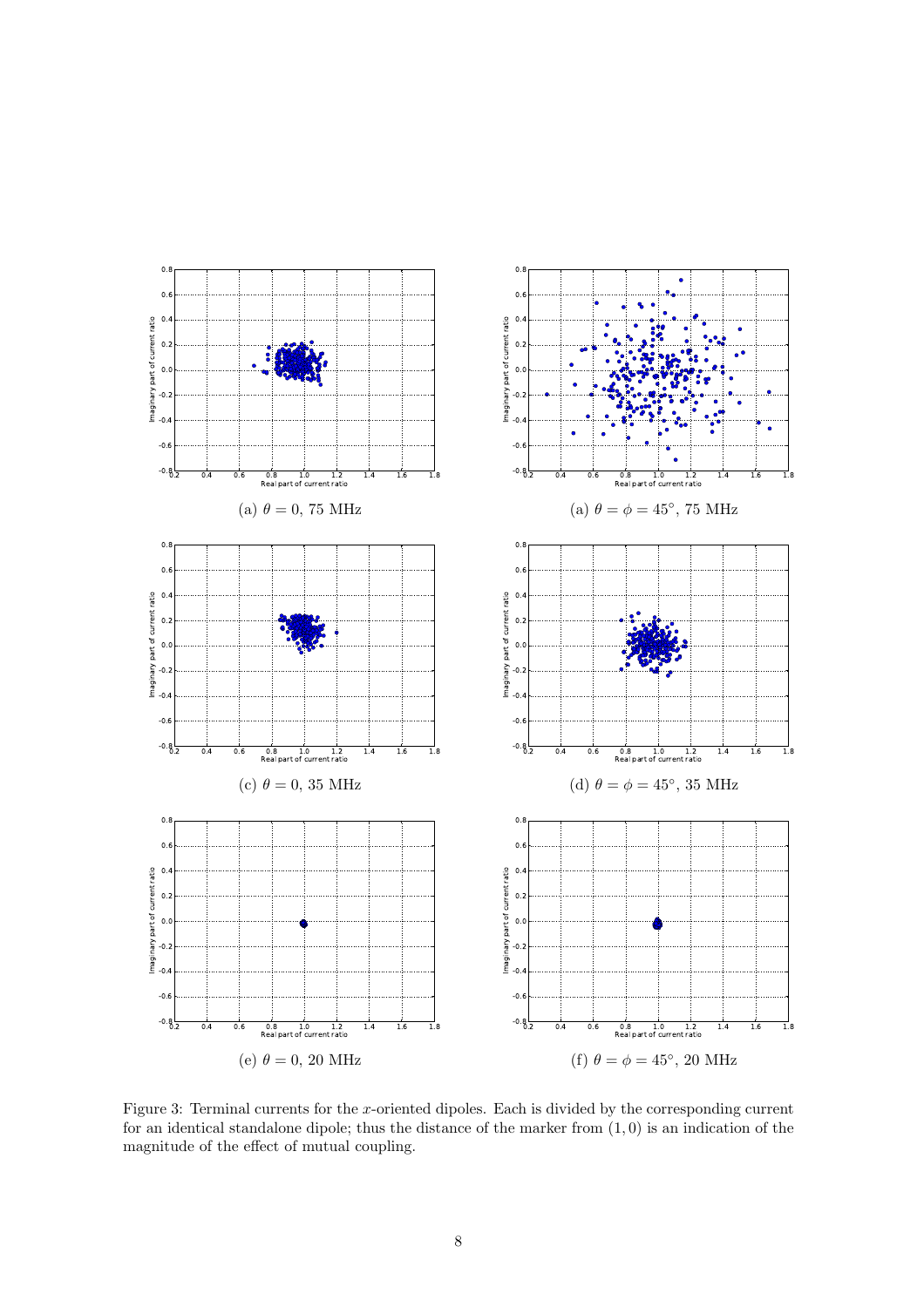(a) $\theta = 0$, 75 MHz

(a) $\theta = \phi = 45°$, 75 MHz

(c) $\theta = 0$, 35 MHz

(d) $\theta = \phi = 45°$, 35 MHz

(e) $\theta = 0$, 20 MHz

(f) $\theta = \phi = 45°$, 20 MHz

Figure 3: Terminal currents for the $x$-oriented dipoles. Each is divided by the corresponding current for an identical standalone dipole; thus the distance of the marker from $(1, 0)$ is an indication of the magnitude of the effect of mutual coupling.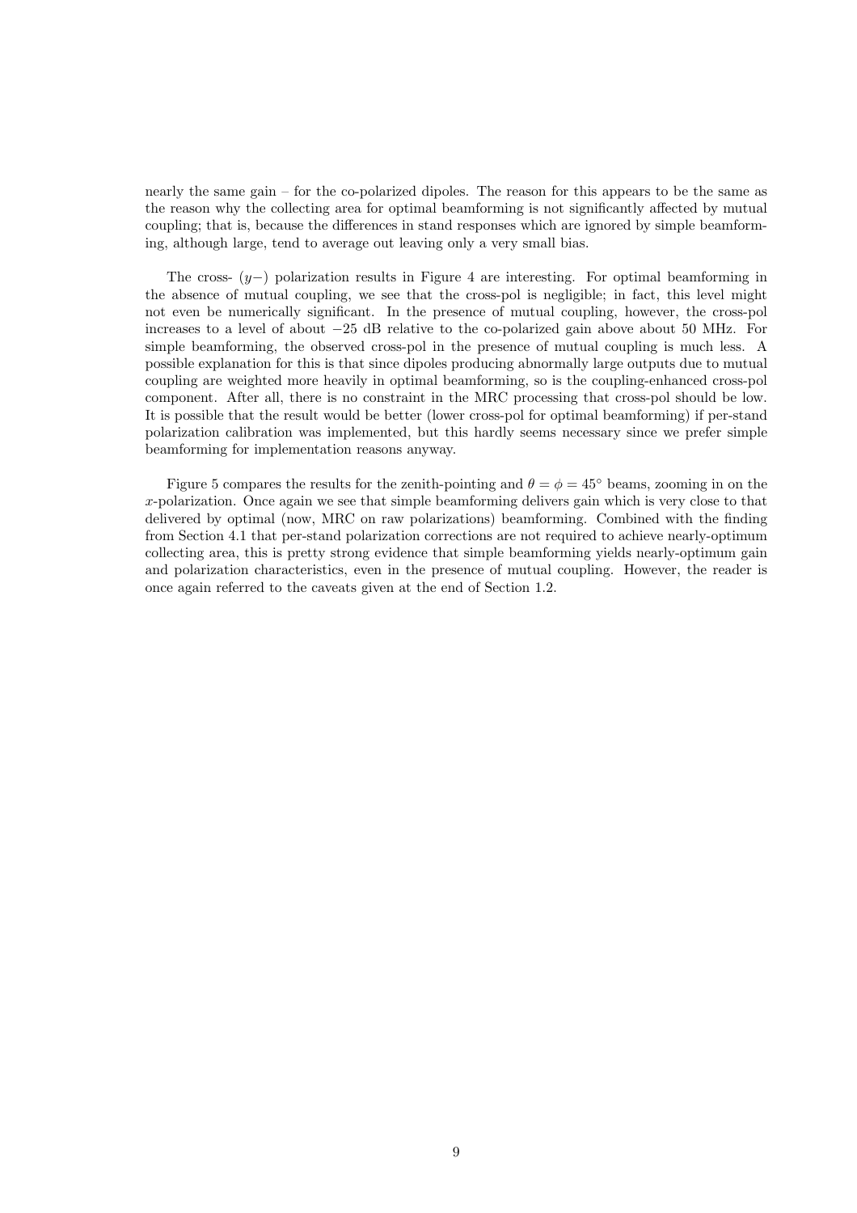nearly the same gain – for the co-polarized dipoles. The reason for this appears to be the same as the reason why the collecting area for optimal beamforming is not significantly affected by mutual coupling; that is, because the differences in stand responses which are ignored by simple beamforming, although large, tend to average out leaving only a very small bias.

The cross- ($y-$) polarization results in Figure 4 are interesting. For optimal beamforming in the absence of mutual coupling, we see that the cross-pol is negligible; in fact, this level might not even be numerically significant. In the presence of mutual coupling, however, the cross-pol increases to a level of about $-25$ dB relative to the co-polarized gain above about 50 MHz. For simple beamforming, the observed cross-pol in the presence of mutual coupling is much less. A possible explanation for this is that since dipoles producing abnormally large outputs due to mutual coupling are weighted more heavily in optimal beamforming, so is the coupling-enhanced cross-pol component. After all, there is no constraint in the MRC processing that cross-pol should be low. It is possible that the result would be better (lower cross-pol for optimal beamforming) if per-stand polarization calibration was implemented, but this hardly seems necessary since we prefer simple beamforming for implementation reasons anyway.

Figure 5 compares the results for the zenith-pointing and $\theta = \phi = 45^{\circ}$ beams, zooming in on the $x$-polarization. Once again we see that simple beamforming delivers gain which is very close to that delivered by optimal (now, MRC on raw polarizations) beamforming. Combined with the finding from Section 4.1 that per-stand polarization corrections are not required to achieve nearly-optimum collecting area, this is pretty strong evidence that simple beamforming yields nearly-optimum gain and polarization characteristics, even in the presence of mutual coupling. However, the reader is once again referred to the caveats given at the end of Section 1.2.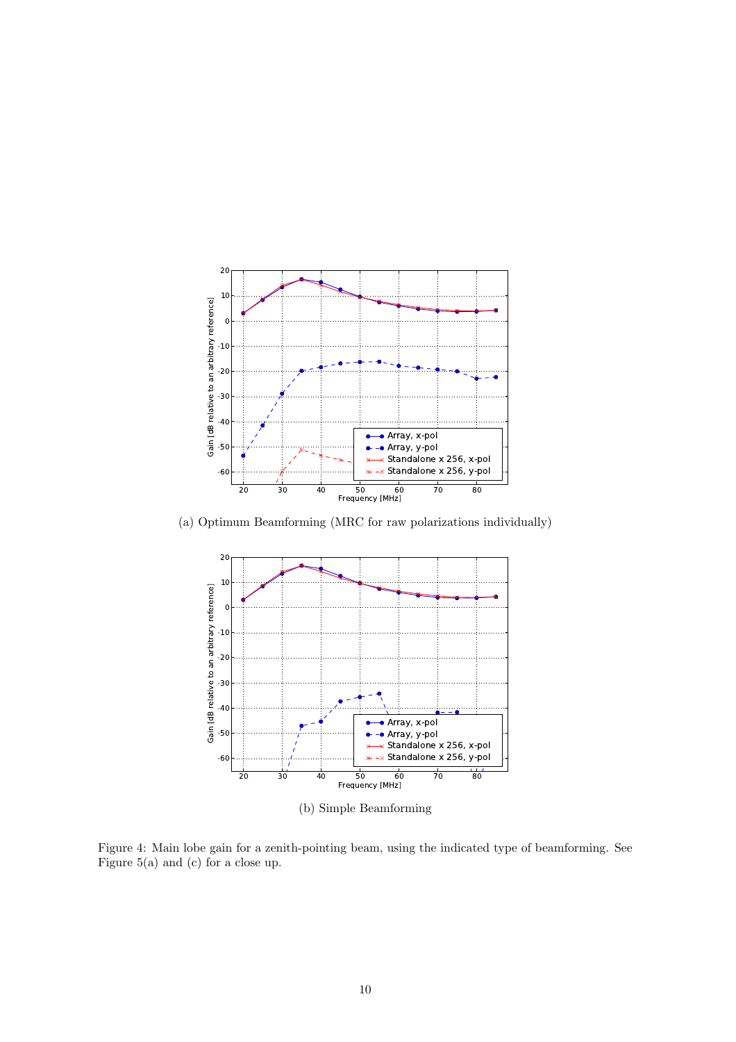(a) Optimum Beamforming (MRC for raw polarizations individually)

(b) Simple Beamforming

Figure 4: Main lobe gain for a zenith-pointing beam, using the indicated type of beamforming. See Figure 5(a) and (c) for a close up.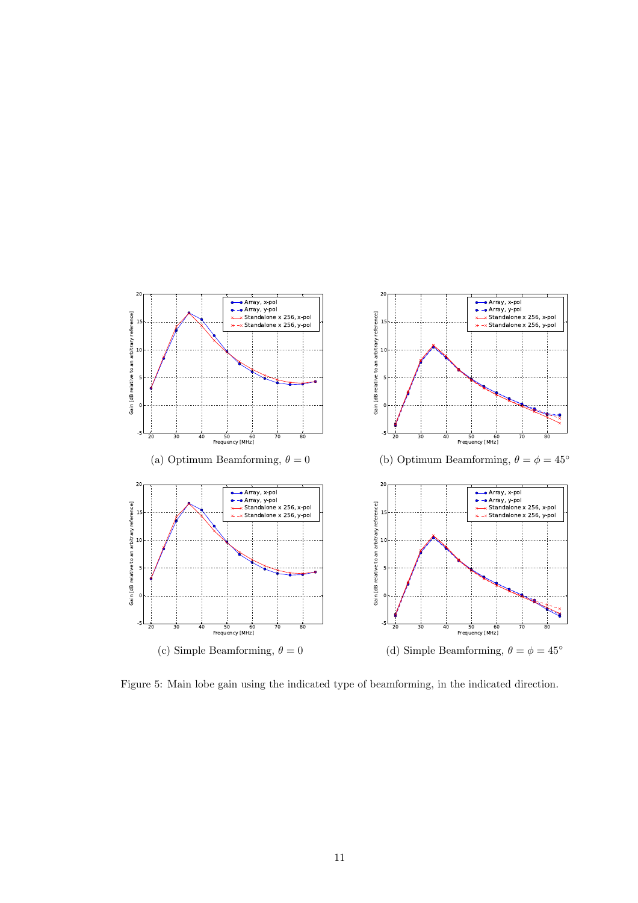(a) Optimum Beamforming, $\theta = 0$

(b) Optimum Beamforming, $\theta = \phi = 45^\circ$

(c) Simple Beamforming, $\theta = 0$

(d) Simple Beamforming, $\theta = \phi = 45^\circ$

Figure 5: Main lobe gain using the indicated type of beamforming, in the indicated direction.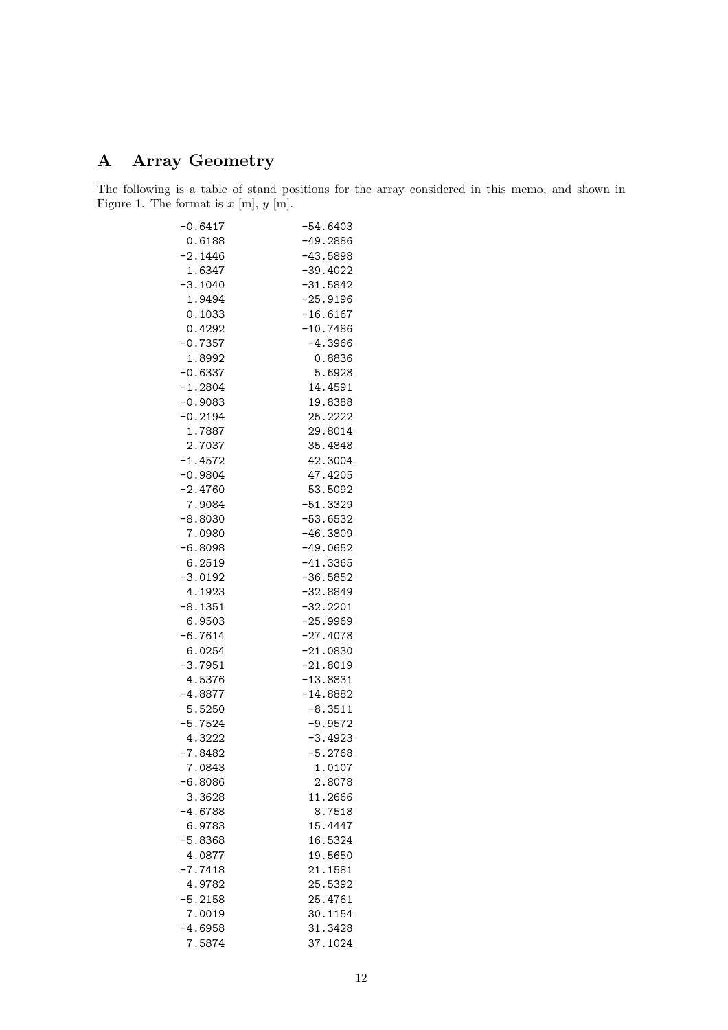## A Array Geometry

The following is a table of stand positions for the array considered in this memo, and shown in Figure 1. The format is $x$ [m], $y$ [m].

```
-0.6417    -54.6403
 0.6188    -49.2886
-2.1446    -43.5898
 1.6347    -39.4022
-3.1040    -31.5842
 1.9494    -25.9196
 0.1033    -16.6167
 0.4292    -10.7486
-0.7357     -4.3966
 1.8992      0.8836
-0.6337      5.6928
-1.2804     14.4591
-0.9083     19.8388
-0.2194     25.2222
 1.7887     29.8014
 2.7037     35.4848
-1.4572     42.3004
-0.9804     47.4205
-2.4760     53.5092
 7.9084    -51.3329
-8.8030    -53.6532
 7.0980    -46.3809
-6.8098    -49.0652
 6.2519    -41.3365
-3.0192    -36.5852
 4.1923    -32.8849
-8.1351    -32.2201
 6.9503    -25.9969
-6.7614    -27.4078
 6.0254    -21.0830
-3.7951    -21.8019
 4.5376    -13.8831
-4.8877    -14.8882
 5.5250     -8.3511
-5.7524     -9.9572
 4.3222     -3.4923
-7.8482     -5.2768
 7.0843      1.0107
-6.8086      2.8078
 3.3628     11.2666
-4.6788      8.7518
 6.9783     15.4447
-5.8368     16.5324
 4.0877     19.5650
-7.7418     21.1581
 4.9782     25.5392
-5.2158     25.4761
 7.0019     30.1154
-4.6958     31.3428
 7.5874     37.1024
```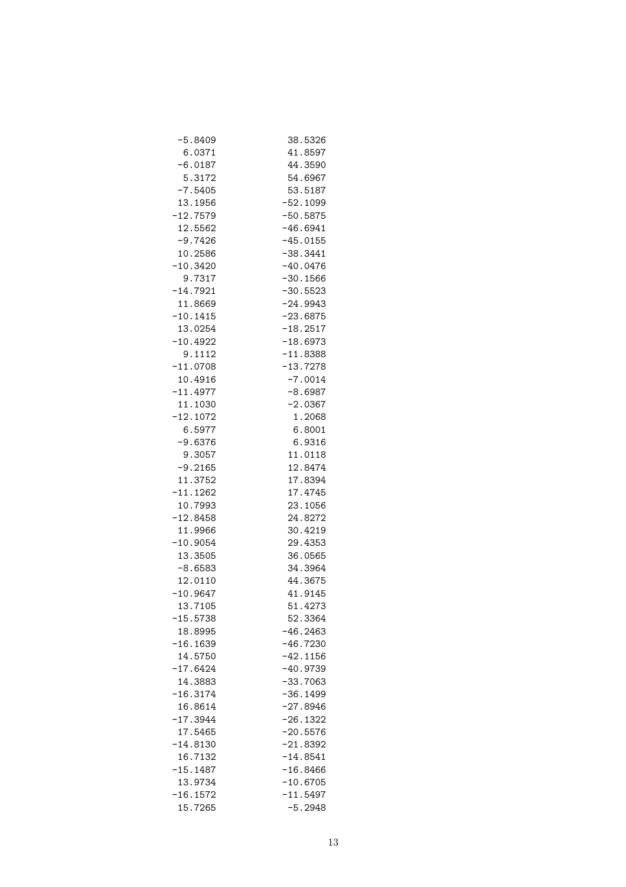| | |
|---|---|
| −5.8409 | 38.5326 |
| 6.0371 | 41.8597 |
| −6.0187 | 44.3590 |
| 5.3172 | 54.6967 |
| −7.5405 | 53.5187 |
| 13.1956 | −52.1099 |
| −12.7579 | −50.5875 |
| 12.5562 | −46.6941 |
| −9.7426 | −45.0155 |
| 10.2586 | −38.3441 |
| −10.3420 | −40.0476 |
| 9.7317 | −30.1566 |
| −14.7921 | −30.5523 |
| 11.8669 | −24.9943 |
| −10.1415 | −23.6875 |
| 13.0254 | −18.2517 |
| −10.4922 | −18.6973 |
| 9.1112 | −11.8388 |
| −11.0708 | −13.7278 |
| 10.4916 | −7.0014 |
| −11.4977 | −8.6987 |
| 11.1030 | −2.0367 |
| −12.1072 | 1.2068 |
| 6.5977 | 6.8001 |
| −9.6376 | 6.9316 |
| 9.3057 | 11.0118 |
| −9.2165 | 12.8474 |
| 11.3752 | 17.8394 |
| −11.1262 | 17.4745 |
| 10.7993 | 23.1056 |
| −12.8458 | 24.8272 |
| 11.9966 | 30.4219 |
| −10.9054 | 29.4353 |
| 13.3505 | 36.0565 |
| −8.6583 | 34.3964 |
| 12.0110 | 44.3675 |
| −10.9647 | 41.9145 |
| 13.7105 | 51.4273 |
| −15.5738 | 52.3364 |
| 18.8995 | −46.2463 |
| −16.1639 | −46.7230 |
| 14.5750 | −42.1156 |
| −17.6424 | −40.9739 |
| 14.3883 | −33.7063 |
| −16.3174 | −36.1499 |
| 16.8614 | −27.8946 |
| −17.3944 | −26.1322 |
| 17.5465 | −20.5576 |
| −14.8130 | −21.8392 |
| 16.7132 | −14.8541 |
| −15.1487 | −16.8466 |
| 13.9734 | −10.6705 |
| −16.1572 | −11.5497 |
| 15.7265 | −5.2948 |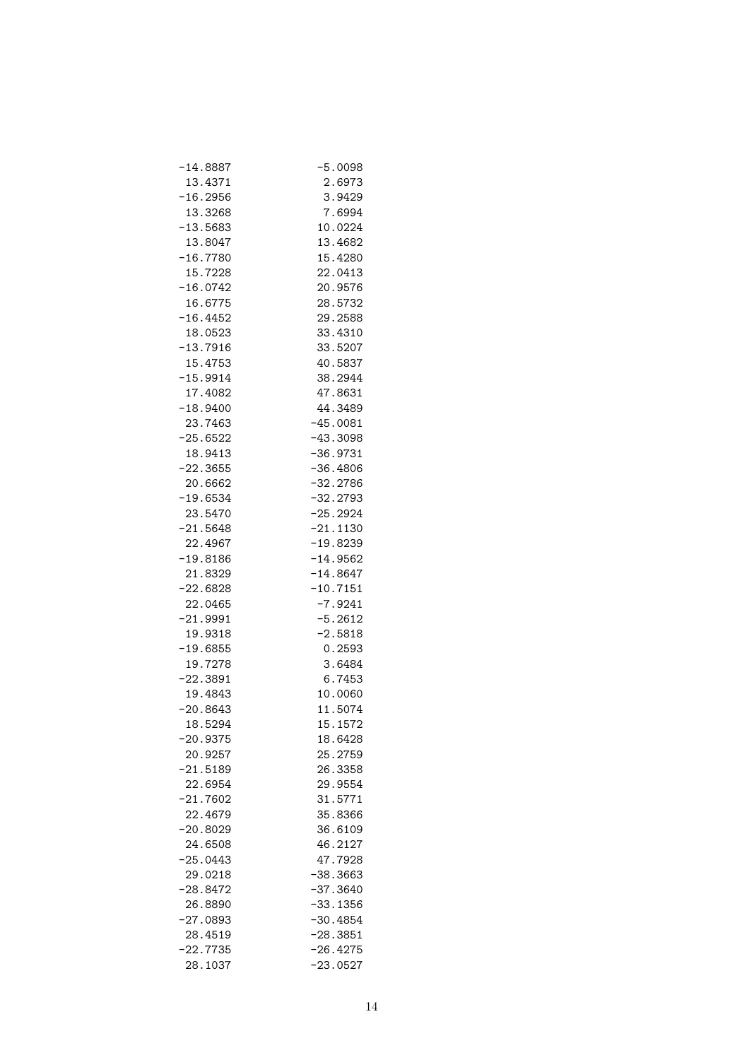| | |
|---|---|
| -14.8887 | -5.0098 |
| 13.4371 | 2.6973 |
| -16.2956 | 3.9429 |
| 13.3268 | 7.6994 |
| -13.5683 | 10.0224 |
| 13.8047 | 13.4682 |
| -16.7780 | 15.4280 |
| 15.7228 | 22.0413 |
| -16.0742 | 20.9576 |
| 16.6775 | 28.5732 |
| -16.4452 | 29.2588 |
| 18.0523 | 33.4310 |
| -13.7916 | 33.5207 |
| 15.4753 | 40.5837 |
| -15.9914 | 38.2944 |
| 17.4082 | 47.8631 |
| -18.9400 | 44.3489 |
| 23.7463 | -45.0081 |
| -25.6522 | -43.3098 |
| 18.9413 | -36.9731 |
| -22.3655 | -36.4806 |
| 20.6662 | -32.2786 |
| -19.6534 | -32.2793 |
| 23.5470 | -25.2924 |
| -21.5648 | -21.1130 |
| 22.4967 | -19.8239 |
| -19.8186 | -14.9562 |
| 21.8329 | -14.8647 |
| -22.6828 | -10.7151 |
| 22.0465 | -7.9241 |
| -21.9991 | -5.2612 |
| 19.9318 | -2.5818 |
| -19.6855 | 0.2593 |
| 19.7278 | 3.6484 |
| -22.3891 | 6.7453 |
| 19.4843 | 10.0060 |
| -20.8643 | 11.5074 |
| 18.5294 | 15.1572 |
| -20.9375 | 18.6428 |
| 20.9257 | 25.2759 |
| -21.5189 | 26.3358 |
| 22.6954 | 29.9554 |
| -21.7602 | 31.5771 |
| 22.4679 | 35.8366 |
| -20.8029 | 36.6109 |
| 24.6508 | 46.2127 |
| -25.0443 | 47.7928 |
| 29.0218 | -38.3663 |
| -28.8472 | -37.3640 |
| 26.8890 | -33.1356 |
| -27.0893 | -30.4854 |
| 28.4519 | -28.3851 |
| -22.7735 | -26.4275 |
| 28.1037 | -23.0527 |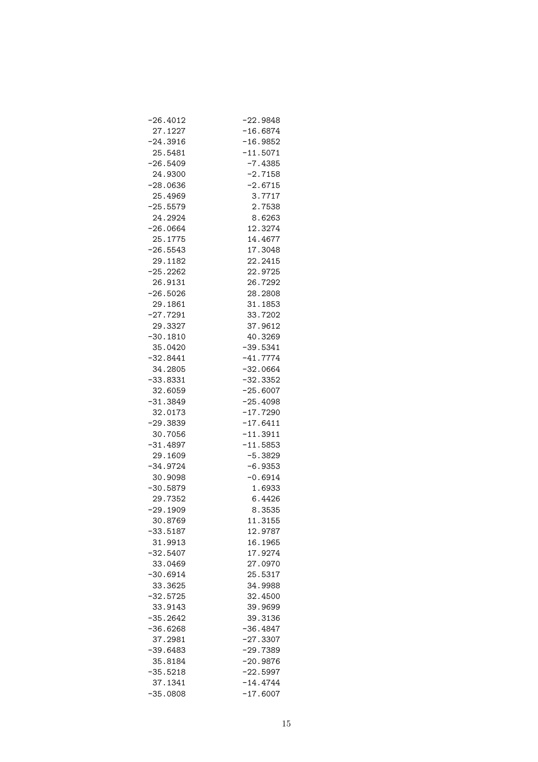| | |
|---|---|
| −26.4012 | −22.9848 |
| 27.1227 | −16.6874 |
| −24.3916 | −16.9852 |
| 25.5481 | −11.5071 |
| −26.5409 | −7.4385 |
| 24.9300 | −2.7158 |
| −28.0636 | −2.6715 |
| 25.4969 | 3.7717 |
| −25.5579 | 2.7538 |
| 24.2924 | 8.6263 |
| −26.0664 | 12.3274 |
| 25.1775 | 14.4677 |
| −26.5543 | 17.3048 |
| 29.1182 | 22.2415 |
| −25.2262 | 22.9725 |
| 26.9131 | 26.7292 |
| −26.5026 | 28.2808 |
| 29.1861 | 31.1853 |
| −27.7291 | 33.7202 |
| 29.3327 | 37.9612 |
| −30.1810 | 40.3269 |
| 35.0420 | −39.5341 |
| −32.8441 | −41.7774 |
| 34.2805 | −32.0664 |
| −33.8331 | −32.3352 |
| 32.6059 | −25.6007 |
| −31.3849 | −25.4098 |
| 32.0173 | −17.7290 |
| −29.3839 | −17.6411 |
| 30.7056 | −11.3911 |
| −31.4897 | −11.5853 |
| 29.1609 | −5.3829 |
| −34.9724 | −6.9353 |
| 30.9098 | −0.6914 |
| −30.5879 | 1.6933 |
| 29.7352 | 6.4426 |
| −29.1909 | 8.3535 |
| 30.8769 | 11.3155 |
| −33.5187 | 12.9787 |
| 31.9913 | 16.1965 |
| −32.5407 | 17.9274 |
| 33.0469 | 27.0970 |
| −30.6914 | 25.5317 |
| 33.3625 | 34.9988 |
| −32.5725 | 32.4500 |
| 33.9143 | 39.9699 |
| −35.2642 | 39.3136 |
| −36.6268 | −36.4847 |
| 37.2981 | −27.3307 |
| −39.6483 | −29.7389 |
| 35.8184 | −20.9876 |
| −35.5218 | −22.5997 |
| 37.1341 | −14.4744 |
| −35.0808 | −17.6007 |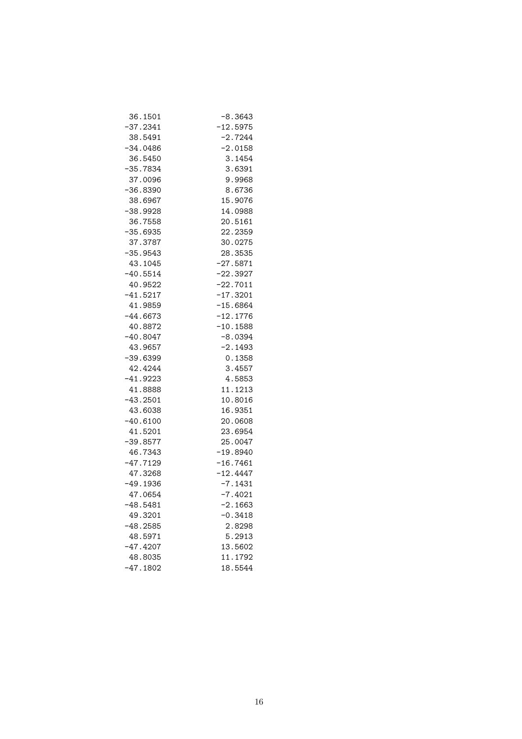| | |
|---|---|
| 36.1501 | −8.3643 |
| −37.2341 | −12.5975 |
| 38.5491 | −2.7244 |
| −34.0486 | −2.0158 |
| 36.5450 | 3.1454 |
| −35.7834 | 3.6391 |
| 37.0096 | 9.9968 |
| −36.8390 | 8.6736 |
| 38.6967 | 15.9076 |
| −38.9928 | 14.0988 |
| 36.7558 | 20.5161 |
| −35.6935 | 22.2359 |
| 37.3787 | 30.0275 |
| −35.9543 | 28.3535 |
| 43.1045 | −27.5871 |
| −40.5514 | −22.3927 |
| 40.9522 | −22.7011 |
| −41.5217 | −17.3201 |
| 41.9859 | −15.6864 |
| −44.6673 | −12.1776 |
| 40.8872 | −10.1588 |
| −40.8047 | −8.0394 |
| 43.9657 | −2.1493 |
| −39.6399 | 0.1358 |
| 42.4244 | 3.4557 |
| −41.9223 | 4.5853 |
| 41.8888 | 11.1213 |
| −43.2501 | 10.8016 |
| 43.6038 | 16.9351 |
| −40.6100 | 20.0608 |
| 41.5201 | 23.6954 |
| −39.8577 | 25.0047 |
| 46.7343 | −19.8940 |
| −47.7129 | −16.7461 |
| 47.3268 | −12.4447 |
| −49.1936 | −7.1431 |
| 47.0654 | −7.4021 |
| −48.5481 | −2.1663 |
| 49.3201 | −0.3418 |
| −48.2585 | 2.8298 |
| 48.5971 | 5.2913 |
| −47.4207 | 13.5602 |
| 48.8035 | 11.1792 |
| −47.1802 | 18.5544 |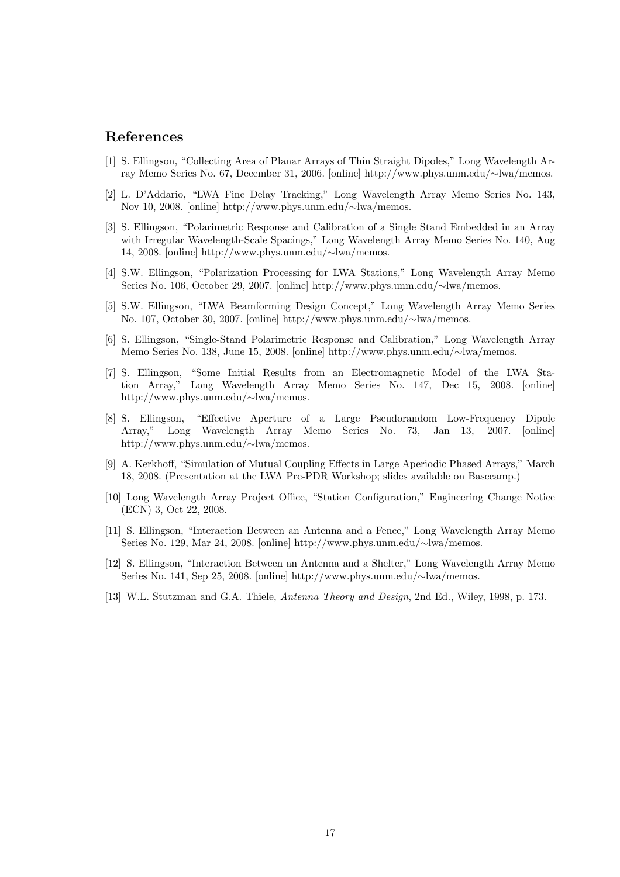## References

[1] S. Ellingson, "Collecting Area of Planar Arrays of Thin Straight Dipoles," Long Wavelength Array Memo Series No. 67, December 31, 2006. [online] http://www.phys.unm.edu/∼lwa/memos.

[2] L. D'Addario, "LWA Fine Delay Tracking," Long Wavelength Array Memo Series No. 143, Nov 10, 2008. [online] http://www.phys.unm.edu/∼lwa/memos.

[3] S. Ellingson, "Polarimetric Response and Calibration of a Single Stand Embedded in an Array with Irregular Wavelength-Scale Spacings," Long Wavelength Array Memo Series No. 140, Aug 14, 2008. [online] http://www.phys.unm.edu/∼lwa/memos.

[4] S.W. Ellingson, "Polarization Processing for LWA Stations," Long Wavelength Array Memo Series No. 106, October 29, 2007. [online] http://www.phys.unm.edu/∼lwa/memos.

[5] S.W. Ellingson, "LWA Beamforming Design Concept," Long Wavelength Array Memo Series No. 107, October 30, 2007. [online] http://www.phys.unm.edu/∼lwa/memos.

[6] S. Ellingson, "Single-Stand Polarimetric Response and Calibration," Long Wavelength Array Memo Series No. 138, June 15, 2008. [online] http://www.phys.unm.edu/∼lwa/memos.

[7] S. Ellingson, "Some Initial Results from an Electromagnetic Model of the LWA Station Array," Long Wavelength Array Memo Series No. 147, Dec 15, 2008. [online] http://www.phys.unm.edu/∼lwa/memos.

[8] S. Ellingson, "Effective Aperture of a Large Pseudorandom Low-Frequency Dipole Array," Long Wavelength Array Memo Series No. 73, Jan 13, 2007. [online] http://www.phys.unm.edu/∼lwa/memos.

[9] A. Kerkhoff, "Simulation of Mutual Coupling Effects in Large Aperiodic Phased Arrays," March 18, 2008. (Presentation at the LWA Pre-PDR Workshop; slides available on Basecamp.)

[10] Long Wavelength Array Project Office, "Station Configuration," Engineering Change Notice (ECN) 3, Oct 22, 2008.

[11] S. Ellingson, "Interaction Between an Antenna and a Fence," Long Wavelength Array Memo Series No. 129, Mar 24, 2008. [online] http://www.phys.unm.edu/∼lwa/memos.

[12] S. Ellingson, "Interaction Between an Antenna and a Shelter," Long Wavelength Array Memo Series No. 141, Sep 25, 2008. [online] http://www.phys.unm.edu/∼lwa/memos.

[13] W.L. Stutzman and G.A. Thiele, *Antenna Theory and Design*, 2nd Ed., Wiley, 1998, p. 173.